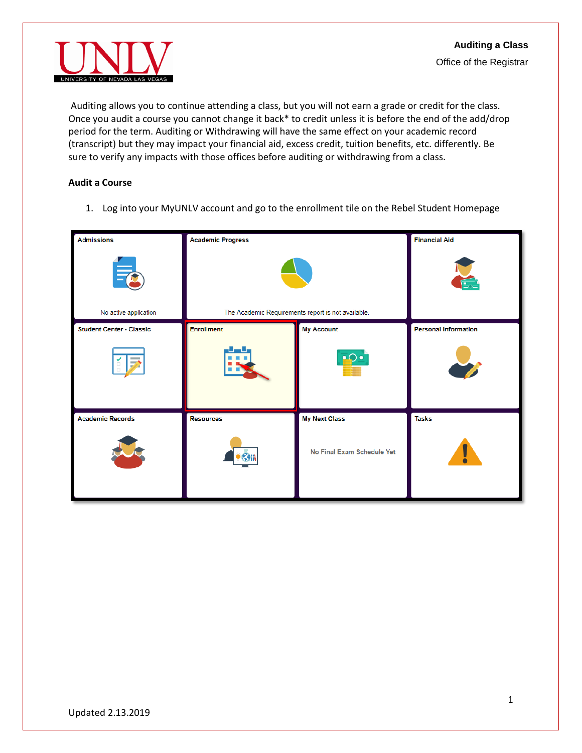**Auditing a Class**

Office of the Registrar

Auditing allows you to continue attending a class, but you will not earn a grade or credit for the class. Once you audit a course you cannot change it back* to credit unless it is before the end of the add/drop period for the term. Auditing or Withdrawing will have the same effect on your academic record (transcript) but they may impact your financial aid, excess credit, tuition benefits, etc. differently. Be sure to verify any impacts with those offices before auditing or withdrawing from a class.

**Audit a Course**

1. Log into your MyUNLV account and go to the enrollment tile on the Rebel Student Homepage

Updated 2.13.2019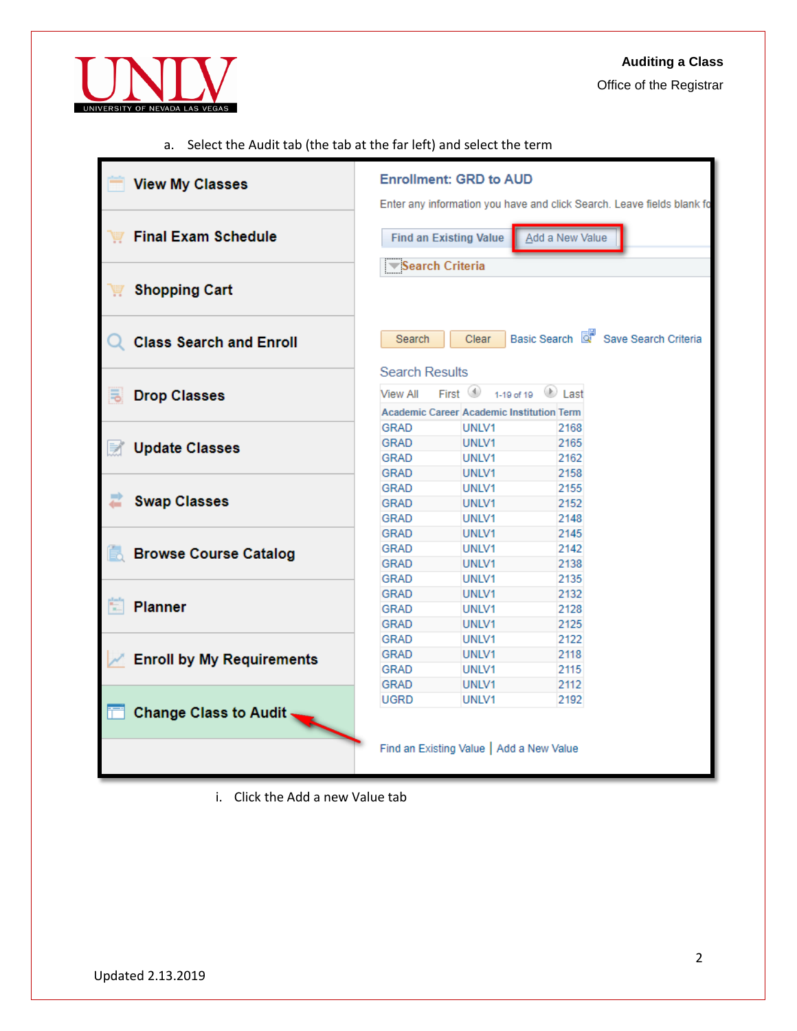a. Select the Audit tab (the tab at the far left) and select the term

- View My Classes
- Final Exam Schedule
- Shopping Cart
- Class Search and Enroll
- Drop Classes
- Update Classes
- Swap Classes
- Browse Course Catalog
- Planner
- Enroll by My Requirements
- Change Class to Audit

**Enrollment: GRD to AUD**

Enter any information you have and click Search. Leave fields blank fo

Find an Existing Value | Add a New Value

Search Criteria

Search | Clear | Basic Search | Save Search Criteria

**Search Results**

View All First 1-19 of 19 Last

| Academic Career | Academic Institution | Term |
| --- | --- | --- |
| GRAD | UNLV1 | 2168 |
| GRAD | UNLV1 | 2165 |
| GRAD | UNLV1 | 2162 |
| GRAD | UNLV1 | 2158 |
| GRAD | UNLV1 | 2155 |
| GRAD | UNLV1 | 2152 |
| GRAD | UNLV1 | 2148 |
| GRAD | UNLV1 | 2145 |
| GRAD | UNLV1 | 2142 |
| GRAD | UNLV1 | 2138 |
| GRAD | UNLV1 | 2135 |
| GRAD | UNLV1 | 2132 |
| GRAD | UNLV1 | 2128 |
| GRAD | UNLV1 | 2125 |
| GRAD | UNLV1 | 2122 |
| GRAD | UNLV1 | 2118 |
| GRAD | UNLV1 | 2115 |
| GRAD | UNLV1 | 2112 |
| UGRD | UNLV1 | 2192 |

Find an Existing Value | Add a New Value

i. Click the Add a new Value tab

Updated 2.13.2019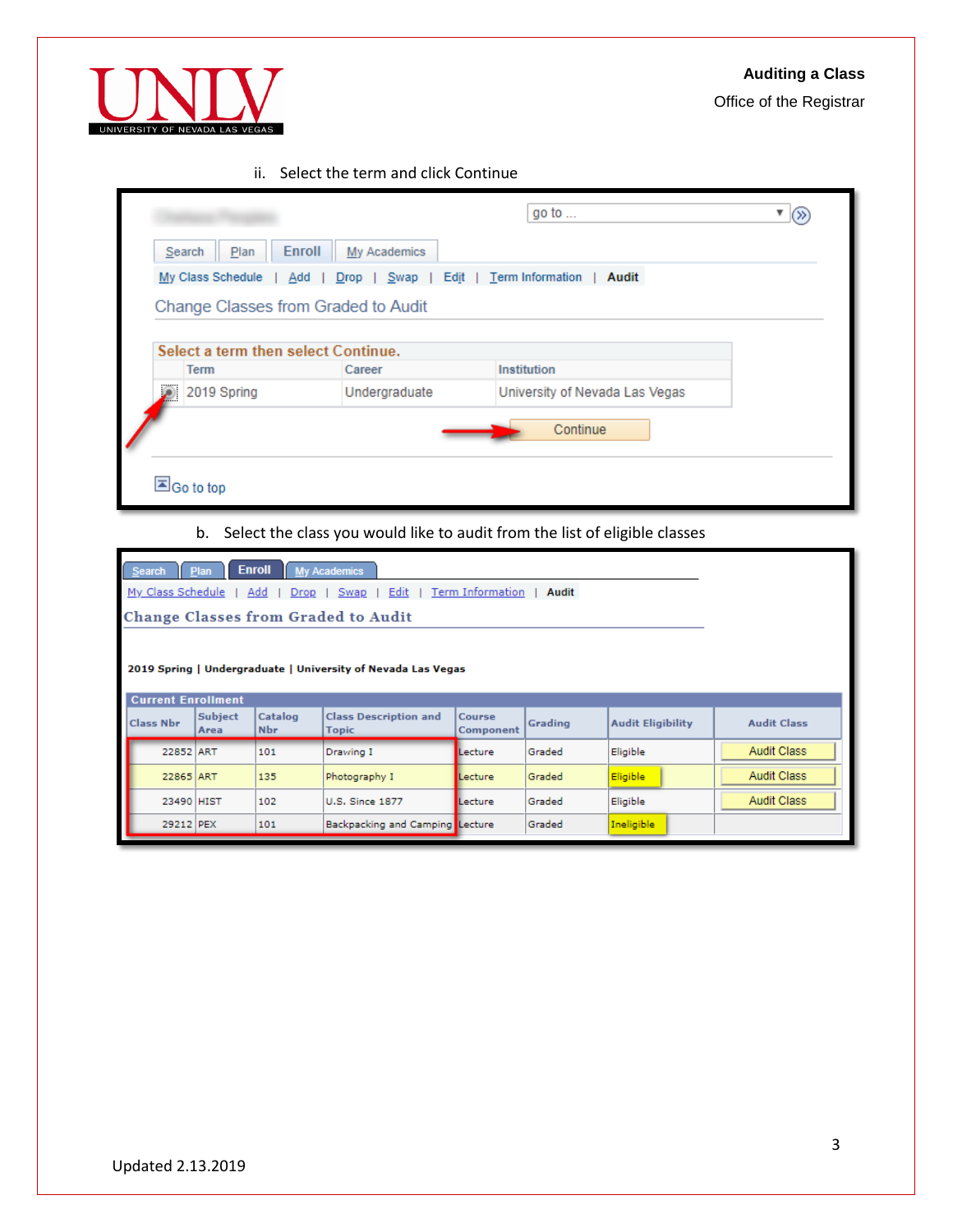ii. Select the term and click Continue

Search | Plan | Enroll | My Academics

My Class Schedule | Add | Drop | Swap | Edit | Term Information | Audit

Change Classes from Graded to Audit

Select a term then select Continue.

| Term | Career | Institution |
|---|---|---|
| 2019 Spring | Undergraduate | University of Nevada Las Vegas |

Continue

Go to top

b. Select the class you would like to audit from the list of eligible classes

Search | Plan | Enroll | My Academics

My Class Schedule | Add | Drop | Swap | Edit | Term Information | Audit

Change Classes from Graded to Audit

2019 Spring | Undergraduate | University of Nevada Las Vegas

Current Enrollment

| Class Nbr | Subject Area | Catalog Nbr | Class Description and Topic | Course Component | Grading | Audit Eligibility | Audit Class |
|---|---|---|---|---|---|---|---|
| 22852 | ART | 101 | Drawing I | Lecture | Graded | Eligible | Audit Class |
| 22865 | ART | 135 | Photography I | Lecture | Graded | Eligible | Audit Class |
| 23490 | HIST | 102 | U.S. Since 1877 | Lecture | Graded | Eligible | Audit Class |
| 29212 | PEX | 101 | Backpacking and Camping | Lecture | Graded | Ineligible | |

Updated 2.13.2019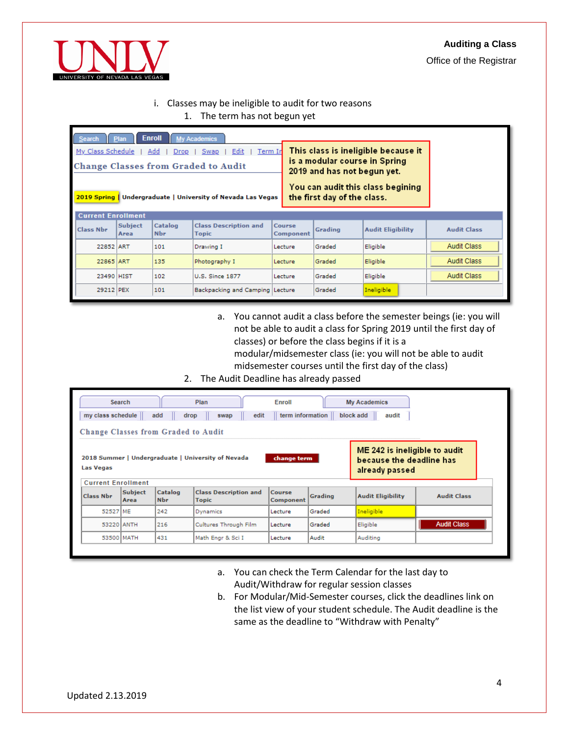i. Classes may be ineligible to audit for two reasons

1. The term has not begun yet

Search | Plan | Enroll | My Academics

My Class Schedule | Add | Drop | Swap | Edit | Term In

**Change Classes from Graded to Audit**

**This class is ineligible because it is a modular course in Spring 2019 and has not begun yet.**

**You can audit this class begining the first day of the class.**

**2019 Spring | Undergraduate | University of Nevada Las Vegas**

**Current Enrollment**

| Class Nbr | Subject Area | Catalog Nbr | Class Description and Topic | Course Component | Grading | Audit Eligibility | Audit Class |
|---|---|---|---|---|---|---|---|
| 22852 | ART | 101 | Drawing I | Lecture | Graded | Eligible | Audit Class |
| 22865 | ART | 135 | Photography I | Lecture | Graded | Eligible | Audit Class |
| 23490 | HIST | 102 | U.S. Since 1877 | Lecture | Graded | Eligible | Audit Class |
| 29212 | PEX | 101 | Backpacking and Camping | Lecture | Graded | Ineligible | |

a. You cannot audit a class before the semester beings (ie: you will not be able to audit a class for Spring 2019 until the first day of classes) or before the class begins if it is a modular/midsemester class (ie: you will not be able to audit midsemester courses until the first day of the class)

2. The Audit Deadline has already passed

Search | Plan | Enroll | My Academics

my class schedule | add | drop | swap | edit | term information | block add | audit

**Change Classes from Graded to Audit**

**2018 Summer | Undergraduate | University of Nevada Las Vegas** change term

**ME 242 is ineligible to audit because the deadline has already passed**

**Current Enrollment**

| Class Nbr | Subject Area | Catalog Nbr | Class Description and Topic | Course Component | Grading | Audit Eligibility | Audit Class |
|---|---|---|---|---|---|---|---|
| 52527 | ME | 242 | Dynamics | Lecture | Graded | Ineligible | |
| 53220 | ANTH | 216 | Cultures Through Film | Lecture | Graded | Eligible | Audit Class |
| 53500 | MATH | 431 | Math Engr & Sci I | Lecture | Audit | Auditing | |

a. You can check the Term Calendar for the last day to Audit/Withdraw for regular session classes

b. For Modular/Mid-Semester courses, click the deadlines link on the list view of your student schedule. The Audit deadline is the same as the deadline to "Withdraw with Penalty"

Updated 2.13.2019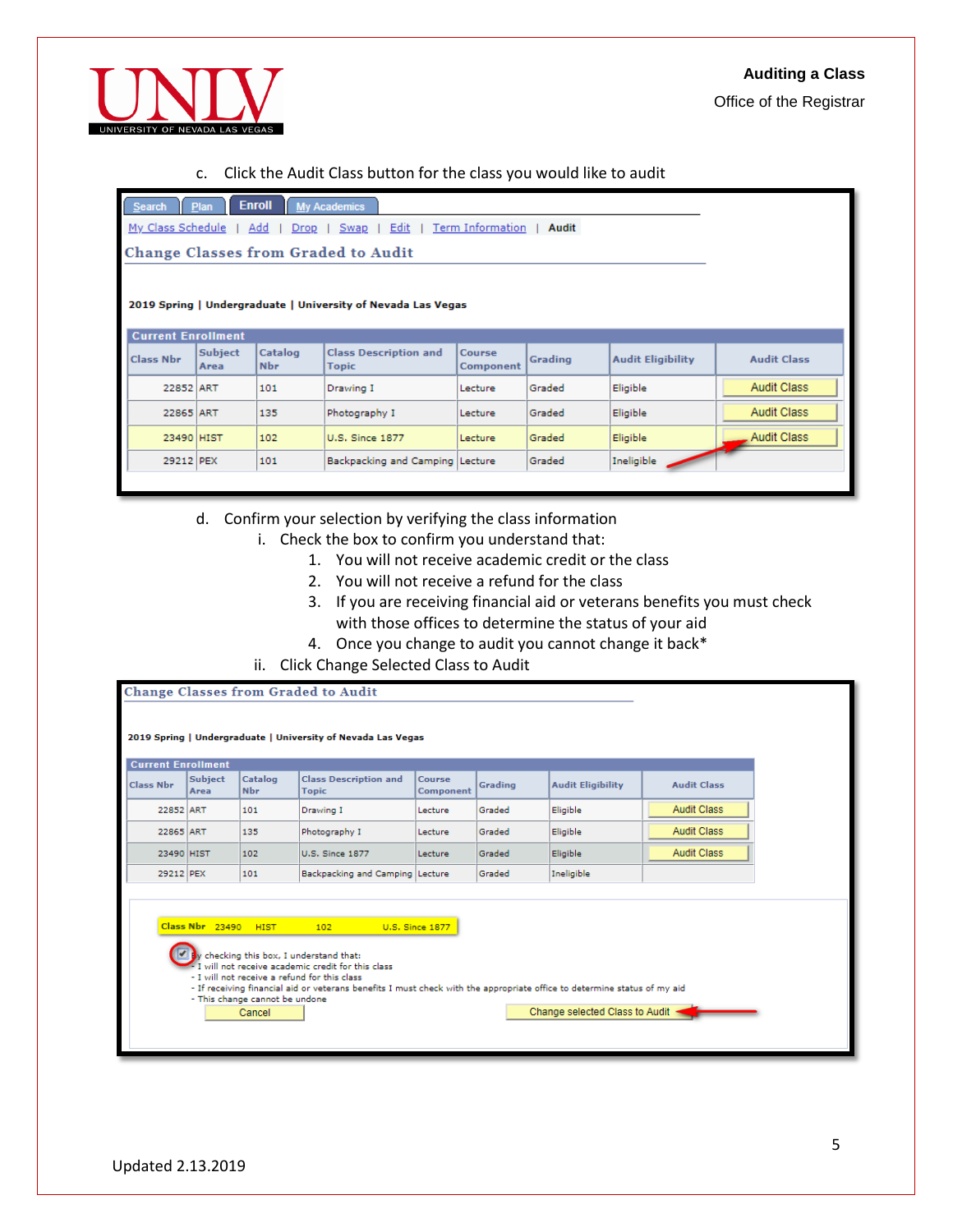c. Click the Audit Class button for the class you would like to audit

Search | Plan | Enroll | My Academics

My Class Schedule | Add | Drop | Swap | Edit | Term Information | Audit

**Change Classes from Graded to Audit**

**2019 Spring | Undergraduate | University of Nevada Las Vegas**

**Current Enrollment**

| Class Nbr | Subject Area | Catalog Nbr | Class Description and Topic | Course Component | Grading | Audit Eligibility | Audit Class |
|---|---|---|---|---|---|---|---|
| 22852 | ART | 101 | Drawing I | Lecture | Graded | Eligible | Audit Class |
| 22865 | ART | 135 | Photography I | Lecture | Graded | Eligible | Audit Class |
| 23490 | HIST | 102 | U.S. Since 1877 | Lecture | Graded | Eligible | Audit Class |
| 29212 | PEX | 101 | Backpacking and Camping | Lecture | Graded | Ineligible | |

d. Confirm your selection by verifying the class information
   i. Check the box to confirm you understand that:
      1. You will not receive academic credit or the class
      2. You will not receive a refund for the class
      3. If you are receiving financial aid or veterans benefits you must check with those offices to determine the status of your aid
      4. Once you change to audit you cannot change it back*
   ii. Click Change Selected Class to Audit

**Change Classes from Graded to Audit**

**2019 Spring | Undergraduate | University of Nevada Las Vegas**

**Current Enrollment**

| Class Nbr | Subject Area | Catalog Nbr | Class Description and Topic | Course Component | Grading | Audit Eligibility | Audit Class |
|---|---|---|---|---|---|---|---|
| 22852 | ART | 101 | Drawing I | Lecture | Graded | Eligible | Audit Class |
| 22865 | ART | 135 | Photography I | Lecture | Graded | Eligible | Audit Class |
| 23490 | HIST | 102 | U.S. Since 1877 | Lecture | Graded | Eligible | Audit Class |
| 29212 | PEX | 101 | Backpacking and Camping | Lecture | Graded | Ineligible | |

**Class Nbr** 23490 HIST 102 U.S. Since 1877

☑ By checking this box, I understand that:
- I will not receive academic credit for this class
- I will not receive a refund for this class
- If receiving financial aid or veterans benefits I must check with the appropriate office to determine status of my aid
- This change cannot be undone

Cancel | Change selected Class to Audit

Updated 2.13.2019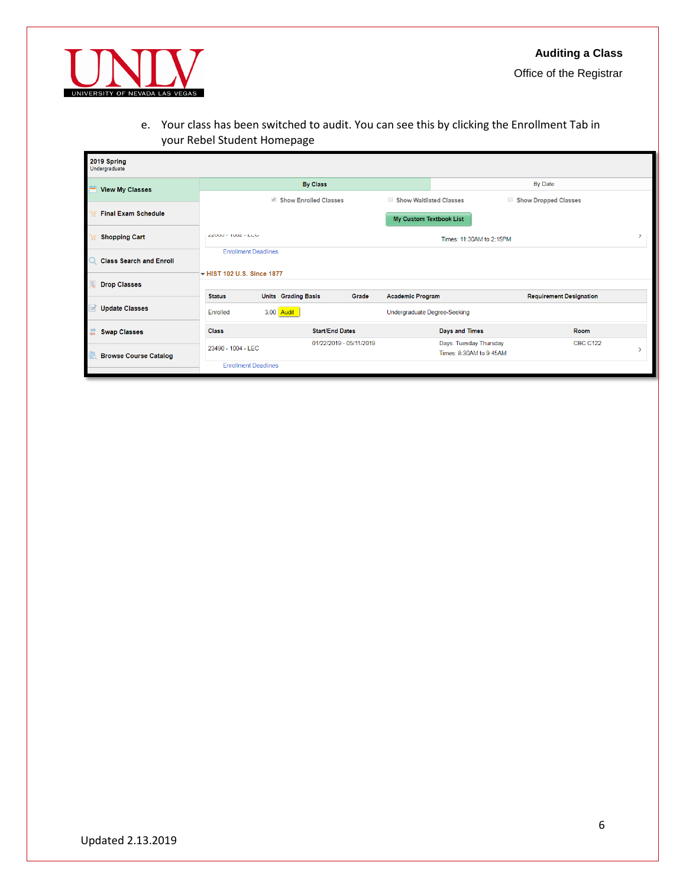e. Your class has been switched to audit. You can see this by clicking the Enrollment Tab in your Rebel Student Homepage

2019 Spring
Undergraduate

- View My Classes
- Final Exam Schedule
- Shopping Cart
- Class Search and Enroll
- Drop Classes
- Update Classes
- Swap Classes
- Browse Course Catalog

By Class | By Date

Show Enrolled Classes | Show Waitlisted Classes | Show Dropped Classes

My Custom Textbook List

22000 - 1002 - LEC — Times: 11:30AM to 2:15PM

Enrollment Deadlines

HIST 102 U.S. Since 1877

| Status | Units | Grading Basis | Grade | Academic Program | Requirement Designation |
|---|---|---|---|---|---|
| Enrolled | 3.00 | Audit | | Undergraduate Degree-Seeking | |

| Class | Start/End Dates | Days and Times | Room |
|---|---|---|---|
| 23490 - 1004 - LEC | 01/22/2019 - 05/11/2019 | Days: Tuesday Thursday Times: 8:30AM to 9:45AM | CBC C122 |

Enrollment Deadlines

Updated 2.13.2019